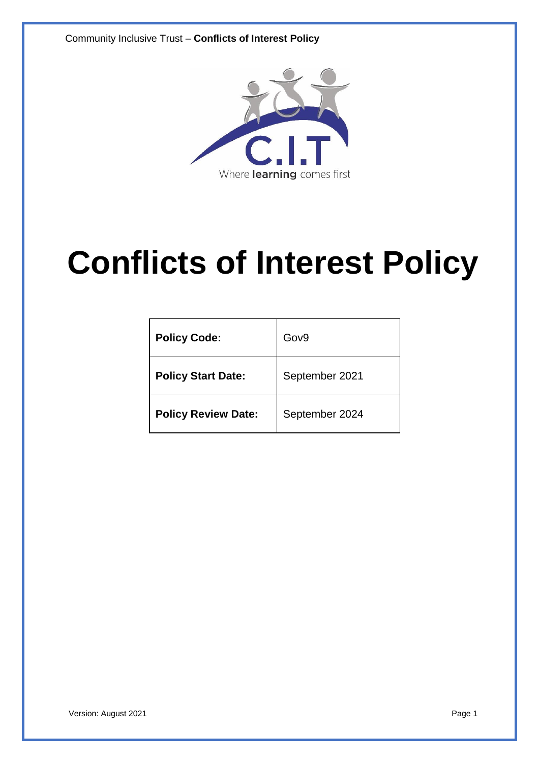# Conflicts of Interest Policy

| Policy Code: | Gov9 |
| --- | --- |
| Policy Start Date: | September 2021 |
| Policy Review Date: | September 2024 |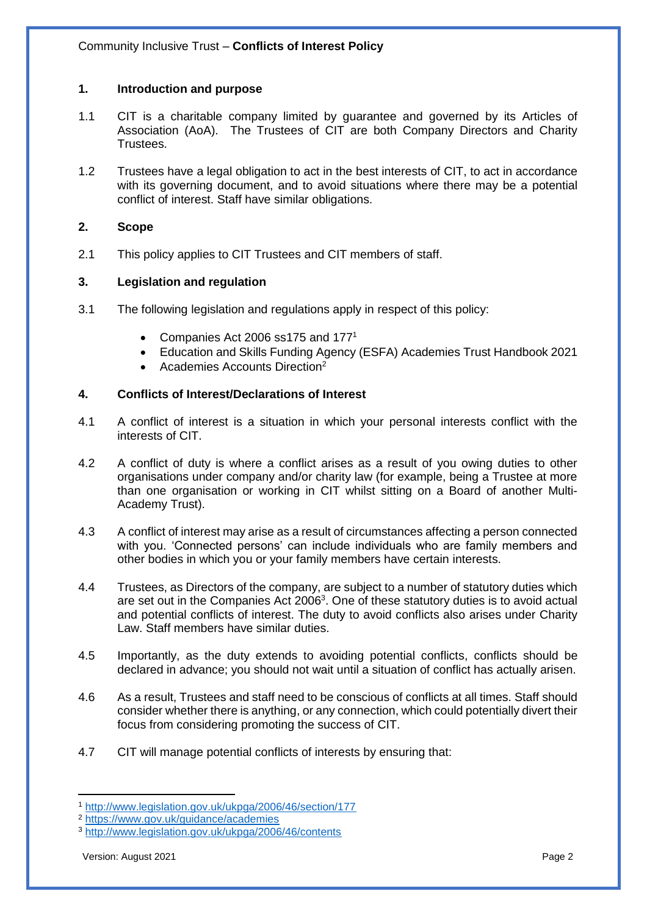## 1. Introduction and purpose

1.1 CIT is a charitable company limited by guarantee and governed by its Articles of Association (AoA). The Trustees of CIT are both Company Directors and Charity Trustees.

1.2 Trustees have a legal obligation to act in the best interests of CIT, to act in accordance with its governing document, and to avoid situations where there may be a potential conflict of interest. Staff have similar obligations.

## 2. Scope

2.1 This policy applies to CIT Trustees and CIT members of staff.

## 3. Legislation and regulation

3.1 The following legislation and regulations apply in respect of this policy:

- Companies Act 2006 ss175 and 177[1]
- Education and Skills Funding Agency (ESFA) Academies Trust Handbook 2021
- Academies Accounts Direction[2]

## 4. Conflicts of Interest/Declarations of Interest

4.1 A conflict of interest is a situation in which your personal interests conflict with the interests of CIT.

4.2 A conflict of duty is where a conflict arises as a result of you owing duties to other organisations under company and/or charity law (for example, being a Trustee at more than one organisation or working in CIT whilst sitting on a Board of another Multi-Academy Trust).

4.3 A conflict of interest may arise as a result of circumstances affecting a person connected with you. 'Connected persons' can include individuals who are family members and other bodies in which you or your family members have certain interests.

4.4 Trustees, as Directors of the company, are subject to a number of statutory duties which are set out in the Companies Act 2006[3]. One of these statutory duties is to avoid actual and potential conflicts of interest. The duty to avoid conflicts also arises under Charity Law. Staff members have similar duties.

4.5 Importantly, as the duty extends to avoiding potential conflicts, conflicts should be declared in advance; you should not wait until a situation of conflict has actually arisen.

4.6 As a result, Trustees and staff need to be conscious of conflicts at all times. Staff should consider whether there is anything, or any connection, which could potentially divert their focus from considering promoting the success of CIT.

4.7 CIT will manage potential conflicts of interests by ensuring that:

---

[1] http://www.legislation.gov.uk/ukpga/2006/46/section/177
[2] https://www.gov.uk/guidance/academies
[3] http://www.legislation.gov.uk/ukpga/2006/46/contents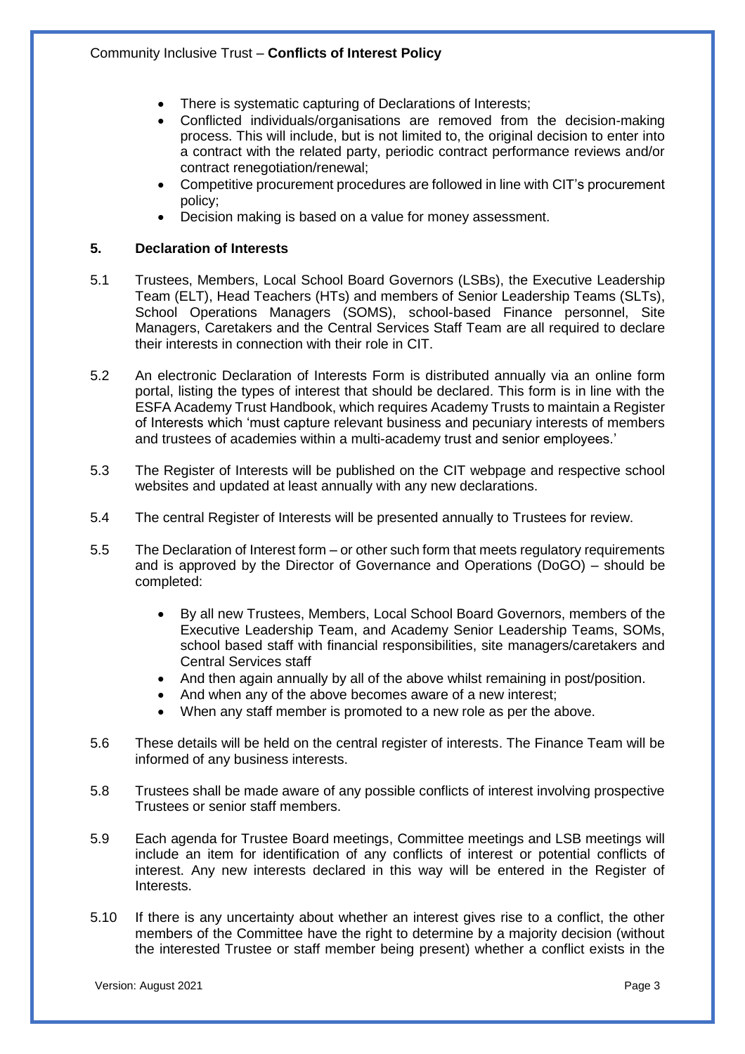- There is systematic capturing of Declarations of Interests;
- Conflicted individuals/organisations are removed from the decision-making process. This will include, but is not limited to, the original decision to enter into a contract with the related party, periodic contract performance reviews and/or contract renegotiation/renewal;
- Competitive procurement procedures are followed in line with CIT's procurement policy;
- Decision making is based on a value for money assessment.

## 5. Declaration of Interests

5.1 Trustees, Members, Local School Board Governors (LSBs), the Executive Leadership Team (ELT), Head Teachers (HTs) and members of Senior Leadership Teams (SLTs), School Operations Managers (SOMS), school-based Finance personnel, Site Managers, Caretakers and the Central Services Staff Team are all required to declare their interests in connection with their role in CIT.

5.2 An electronic Declaration of Interests Form is distributed annually via an online form portal, listing the types of interest that should be declared. This form is in line with the ESFA Academy Trust Handbook, which requires Academy Trusts to maintain a Register of Interests which 'must capture relevant business and pecuniary interests of members and trustees of academies within a multi-academy trust and senior employees.'

5.3 The Register of Interests will be published on the CIT webpage and respective school websites and updated at least annually with any new declarations.

5.4 The central Register of Interests will be presented annually to Trustees for review.

5.5 The Declaration of Interest form – or other such form that meets regulatory requirements and is approved by the Director of Governance and Operations (DoGO) – should be completed:

- By all new Trustees, Members, Local School Board Governors, members of the Executive Leadership Team, and Academy Senior Leadership Teams, SOMs, school based staff with financial responsibilities, site managers/caretakers and Central Services staff
- And then again annually by all of the above whilst remaining in post/position.
- And when any of the above becomes aware of a new interest;
- When any staff member is promoted to a new role as per the above.

5.6 These details will be held on the central register of interests. The Finance Team will be informed of any business interests.

5.8 Trustees shall be made aware of any possible conflicts of interest involving prospective Trustees or senior staff members.

5.9 Each agenda for Trustee Board meetings, Committee meetings and LSB meetings will include an item for identification of any conflicts of interest or potential conflicts of interest. Any new interests declared in this way will be entered in the Register of Interests.

5.10 If there is any uncertainty about whether an interest gives rise to a conflict, the other members of the Committee have the right to determine by a majority decision (without the interested Trustee or staff member being present) whether a conflict exists in the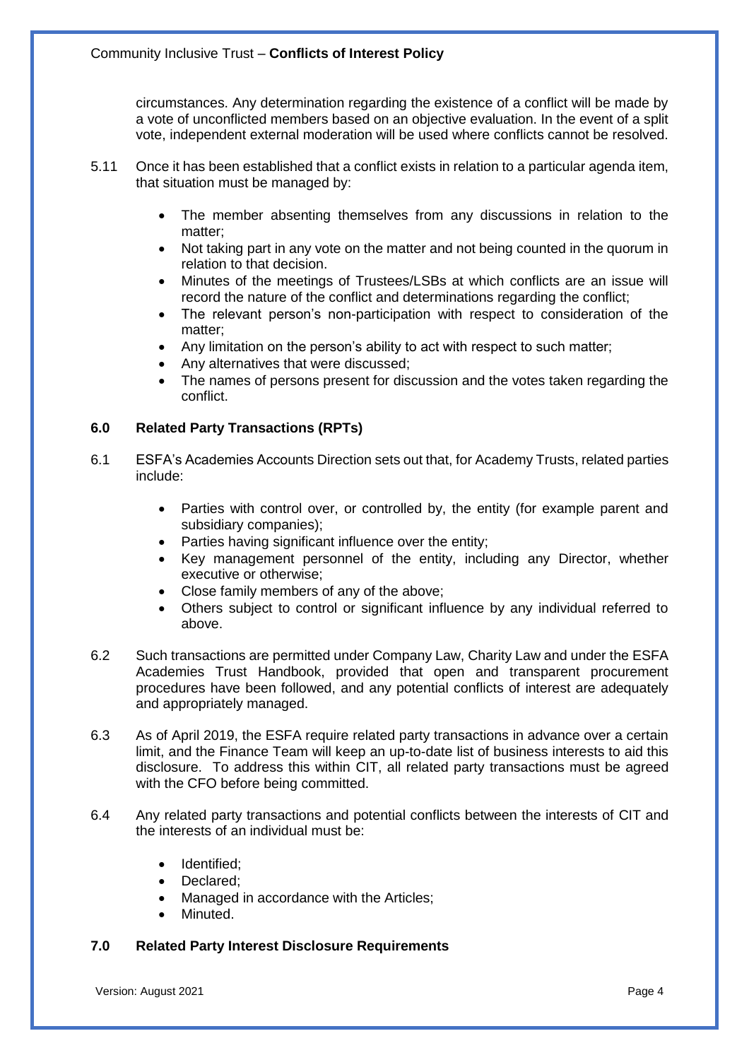circumstances. Any determination regarding the existence of a conflict will be made by a vote of unconflicted members based on an objective evaluation. In the event of a split vote, independent external moderation will be used where conflicts cannot be resolved.

5.11 Once it has been established that a conflict exists in relation to a particular agenda item, that situation must be managed by:

- The member absenting themselves from any discussions in relation to the matter;
- Not taking part in any vote on the matter and not being counted in the quorum in relation to that decision.
- Minutes of the meetings of Trustees/LSBs at which conflicts are an issue will record the nature of the conflict and determinations regarding the conflict;
- The relevant person's non-participation with respect to consideration of the matter;
- Any limitation on the person's ability to act with respect to such matter;
- Any alternatives that were discussed;
- The names of persons present for discussion and the votes taken regarding the conflict.

## 6.0 Related Party Transactions (RPTs)

6.1 ESFA's Academies Accounts Direction sets out that, for Academy Trusts, related parties include:

- Parties with control over, or controlled by, the entity (for example parent and subsidiary companies);
- Parties having significant influence over the entity;
- Key management personnel of the entity, including any Director, whether executive or otherwise;
- Close family members of any of the above;
- Others subject to control or significant influence by any individual referred to above.

6.2 Such transactions are permitted under Company Law, Charity Law and under the ESFA Academies Trust Handbook, provided that open and transparent procurement procedures have been followed, and any potential conflicts of interest are adequately and appropriately managed.

6.3 As of April 2019, the ESFA require related party transactions in advance over a certain limit, and the Finance Team will keep an up-to-date list of business interests to aid this disclosure. To address this within CIT, all related party transactions must be agreed with the CFO before being committed.

6.4 Any related party transactions and potential conflicts between the interests of CIT and the interests of an individual must be:

- Identified;
- Declared;
- Managed in accordance with the Articles;
- Minuted.

## 7.0 Related Party Interest Disclosure Requirements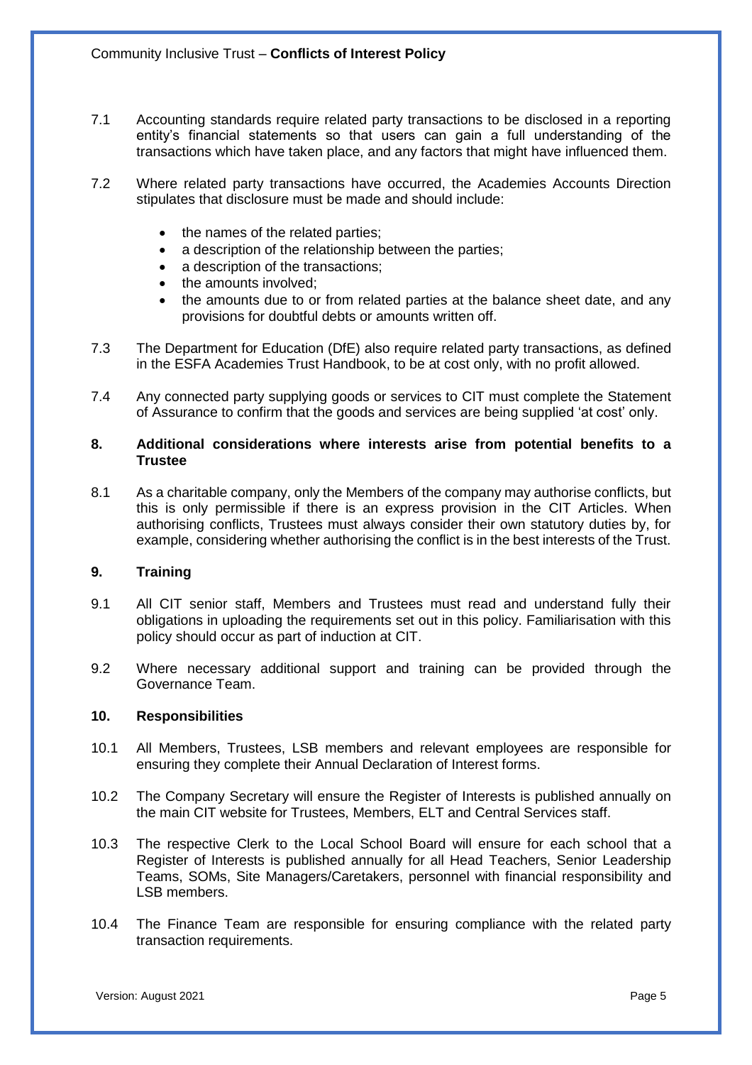7.1 Accounting standards require related party transactions to be disclosed in a reporting entity's financial statements so that users can gain a full understanding of the transactions which have taken place, and any factors that might have influenced them.

7.2 Where related party transactions have occurred, the Academies Accounts Direction stipulates that disclosure must be made and should include:

- the names of the related parties;
- a description of the relationship between the parties;
- a description of the transactions;
- the amounts involved;
- the amounts due to or from related parties at the balance sheet date, and any provisions for doubtful debts or amounts written off.

7.3 The Department for Education (DfE) also require related party transactions, as defined in the ESFA Academies Trust Handbook, to be at cost only, with no profit allowed.

7.4 Any connected party supplying goods or services to CIT must complete the Statement of Assurance to confirm that the goods and services are being supplied 'at cost' only.

## 8. Additional considerations where interests arise from potential benefits to a Trustee

8.1 As a charitable company, only the Members of the company may authorise conflicts, but this is only permissible if there is an express provision in the CIT Articles. When authorising conflicts, Trustees must always consider their own statutory duties by, for example, considering whether authorising the conflict is in the best interests of the Trust.

## 9. Training

9.1 All CIT senior staff, Members and Trustees must read and understand fully their obligations in uploading the requirements set out in this policy. Familiarisation with this policy should occur as part of induction at CIT.

9.2 Where necessary additional support and training can be provided through the Governance Team.

## 10. Responsibilities

10.1 All Members, Trustees, LSB members and relevant employees are responsible for ensuring they complete their Annual Declaration of Interest forms.

10.2 The Company Secretary will ensure the Register of Interests is published annually on the main CIT website for Trustees, Members, ELT and Central Services staff.

10.3 The respective Clerk to the Local School Board will ensure for each school that a Register of Interests is published annually for all Head Teachers, Senior Leadership Teams, SOMs, Site Managers/Caretakers, personnel with financial responsibility and LSB members.

10.4 The Finance Team are responsible for ensuring compliance with the related party transaction requirements.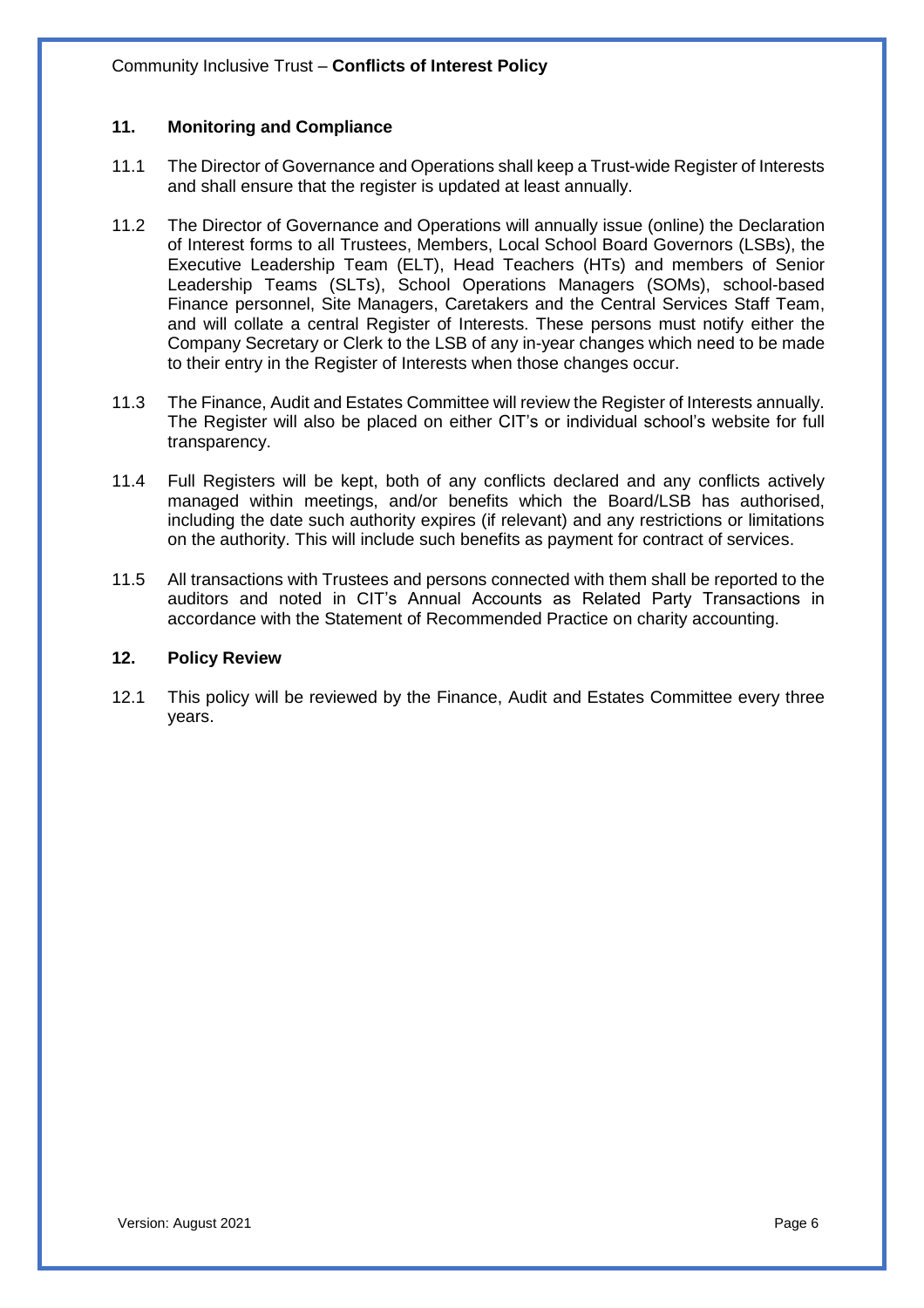## 11. Monitoring and Compliance

11.1 The Director of Governance and Operations shall keep a Trust-wide Register of Interests and shall ensure that the register is updated at least annually.

11.2 The Director of Governance and Operations will annually issue (online) the Declaration of Interest forms to all Trustees, Members, Local School Board Governors (LSBs), the Executive Leadership Team (ELT), Head Teachers (HTs) and members of Senior Leadership Teams (SLTs), School Operations Managers (SOMs), school-based Finance personnel, Site Managers, Caretakers and the Central Services Staff Team, and will collate a central Register of Interests. These persons must notify either the Company Secretary or Clerk to the LSB of any in-year changes which need to be made to their entry in the Register of Interests when those changes occur.

11.3 The Finance, Audit and Estates Committee will review the Register of Interests annually. The Register will also be placed on either CIT's or individual school's website for full transparency.

11.4 Full Registers will be kept, both of any conflicts declared and any conflicts actively managed within meetings, and/or benefits which the Board/LSB has authorised, including the date such authority expires (if relevant) and any restrictions or limitations on the authority. This will include such benefits as payment for contract of services.

11.5 All transactions with Trustees and persons connected with them shall be reported to the auditors and noted in CIT's Annual Accounts as Related Party Transactions in accordance with the Statement of Recommended Practice on charity accounting.

## 12. Policy Review

12.1 This policy will be reviewed by the Finance, Audit and Estates Committee every three years.